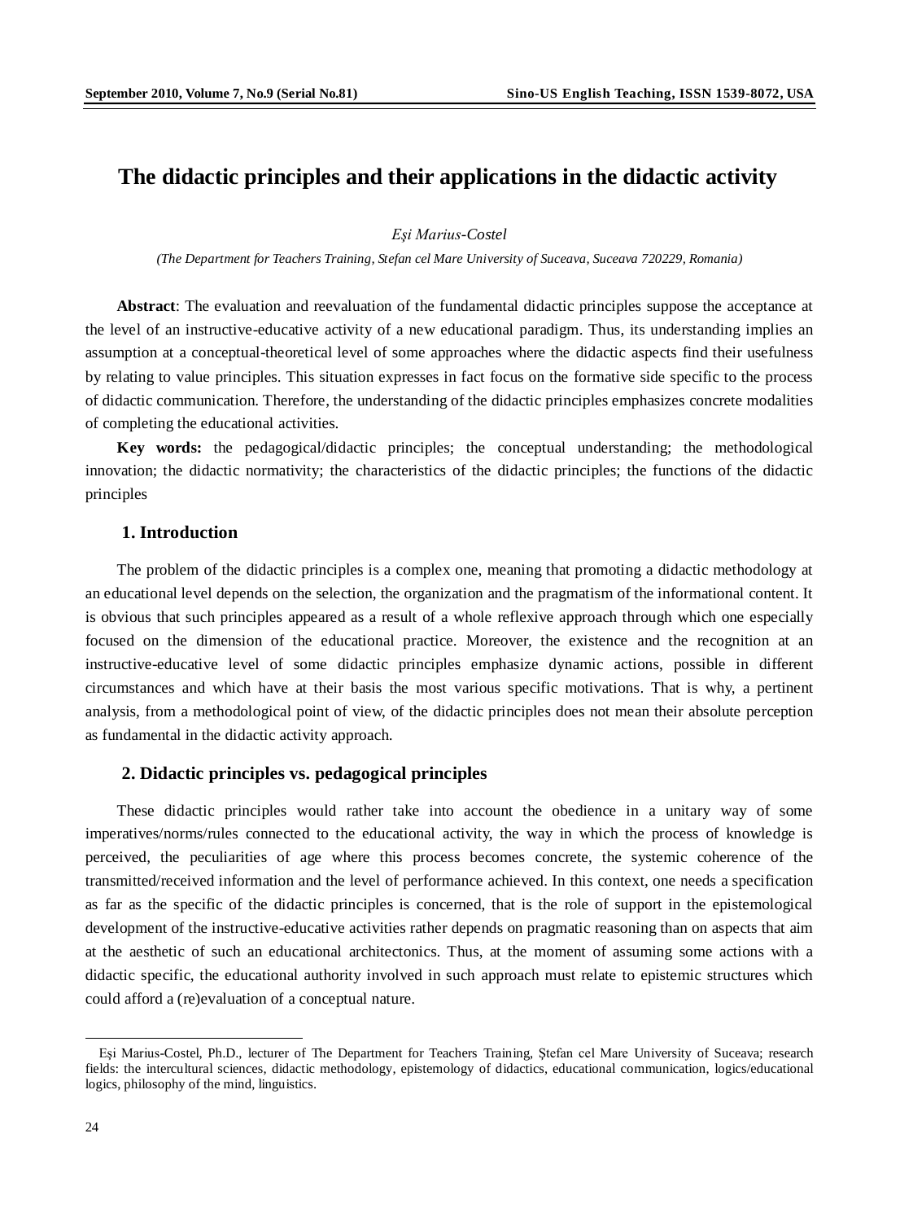# The didactic principles and their applications in the didactic activity

*Eşi Marius-Costel*

*(The Department for Teachers Training, Stefan cel Mare University of Suceava, Suceava 720229, Romania)*

**Abstract**: The evaluation and reevaluation of the fundamental didactic principles suppose the acceptance at the level of an instructive-educative activity of a new educational paradigm. Thus, its understanding implies an assumption at a conceptual-theoretical level of some approaches where the didactic aspects find their usefulness by relating to value principles. This situation expresses in fact focus on the formative side specific to the process of didactic communication. Therefore, the understanding of the didactic principles emphasizes concrete modalities of completing the educational activities.

**Key words:** the pedagogical/didactic principles; the conceptual understanding; the methodological innovation; the didactic normativity; the characteristics of the didactic principles; the functions of the didactic principles

## 1. Introduction

The problem of the didactic principles is a complex one, meaning that promoting a didactic methodology at an educational level depends on the selection, the organization and the pragmatism of the informational content. It is obvious that such principles appeared as a result of a whole reflexive approach through which one especially focused on the dimension of the educational practice. Moreover, the existence and the recognition at an instructive-educative level of some didactic principles emphasize dynamic actions, possible in different circumstances and which have at their basis the most various specific motivations. That is why, a pertinent analysis, from a methodological point of view, of the didactic principles does not mean their absolute perception as fundamental in the didactic activity approach.

## 2. Didactic principles vs. pedagogical principles

These didactic principles would rather take into account the obedience in a unitary way of some imperatives/norms/rules connected to the educational activity, the way in which the process of knowledge is perceived, the peculiarities of age where this process becomes concrete, the systemic coherence of the transmitted/received information and the level of performance achieved. In this context, one needs a specification as far as the specific of the didactic principles is concerned, that is the role of support in the epistemological development of the instructive-educative activities rather depends on pragmatic reasoning than on aspects that aim at the aesthetic of such an educational architectonics. Thus, at the moment of assuming some actions with a didactic specific, the educational authority involved in such approach must relate to epistemic structures which could afford a (re)evaluation of a conceptual nature.

---

Eşi Marius-Costel, Ph.D., lecturer of The Department for Teachers Training, Ştefan cel Mare University of Suceava; research fields: the intercultural sciences, didactic methodology, epistemology of didactics, educational communication, logics/educational logics, philosophy of the mind, linguistics.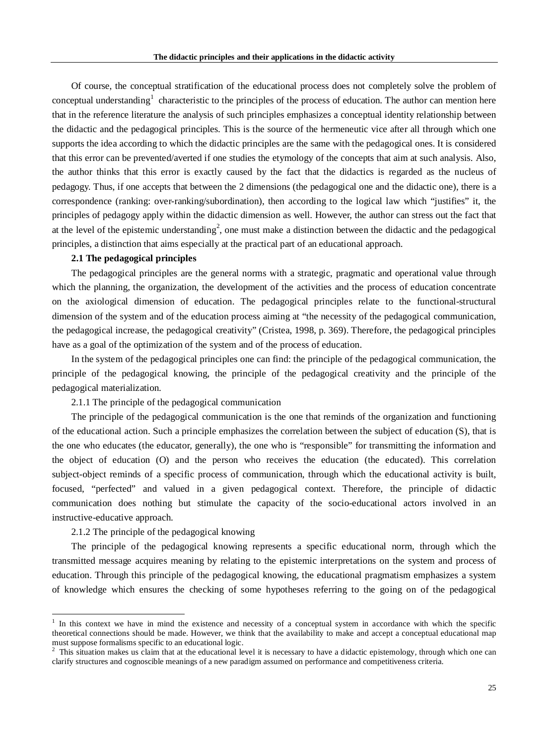Of course, the conceptual stratification of the educational process does not completely solve the problem of conceptual understanding[1] characteristic to the principles of the process of education. The author can mention here that in the reference literature the analysis of such principles emphasizes a conceptual identity relationship between the didactic and the pedagogical principles. This is the source of the hermeneutic vice after all through which one supports the idea according to which the didactic principles are the same with the pedagogical ones. It is considered that this error can be prevented/averted if one studies the etymology of the concepts that aim at such analysis. Also, the author thinks that this error is exactly caused by the fact that the didactics is regarded as the nucleus of pedagogy. Thus, if one accepts that between the 2 dimensions (the pedagogical one and the didactic one), there is a correspondence (ranking: over-ranking/subordination), then according to the logical law which "justifies" it, the principles of pedagogy apply within the didactic dimension as well. However, the author can stress out the fact that at the level of the epistemic understanding[2], one must make a distinction between the didactic and the pedagogical principles, a distinction that aims especially at the practical part of an educational approach.

### 2.1 The pedagogical principles

The pedagogical principles are the general norms with a strategic, pragmatic and operational value through which the planning, the organization, the development of the activities and the process of education concentrate on the axiological dimension of education. The pedagogical principles relate to the functional-structural dimension of the system and of the education process aiming at "the necessity of the pedagogical communication, the pedagogical increase, the pedagogical creativity" (Cristea, 1998, p. 369). Therefore, the pedagogical principles have as a goal of the optimization of the system and of the process of education.

In the system of the pedagogical principles one can find: the principle of the pedagogical communication, the principle of the pedagogical knowing, the principle of the pedagogical creativity and the principle of the pedagogical materialization.

#### 2.1.1 The principle of the pedagogical communication

The principle of the pedagogical communication is the one that reminds of the organization and functioning of the educational action. Such a principle emphasizes the correlation between the subject of education (S), that is the one who educates (the educator, generally), the one who is "responsible" for transmitting the information and the object of education (O) and the person who receives the education (the educated). This correlation subject-object reminds of a specific process of communication, through which the educational activity is built, focused, "perfected" and valued in a given pedagogical context. Therefore, the principle of didactic communication does nothing but stimulate the capacity of the socio-educational actors involved in an instructive-educative approach.

#### 2.1.2 The principle of the pedagogical knowing

The principle of the pedagogical knowing represents a specific educational norm, through which the transmitted message acquires meaning by relating to the epistemic interpretations on the system and process of education. Through this principle of the pedagogical knowing, the educational pragmatism emphasizes a system of knowledge which ensures the checking of some hypotheses referring to the going on of the pedagogical

---

[1] In this context we have in mind the existence and necessity of a conceptual system in accordance with which the specific theoretical connections should be made. However, we think that the availability to make and accept a conceptual educational map must suppose formalisms specific to an educational logic.

[2] This situation makes us claim that at the educational level it is necessary to have a didactic epistemology, through which one can clarify structures and cognoscible meanings of a new paradigm assumed on performance and competitiveness criteria.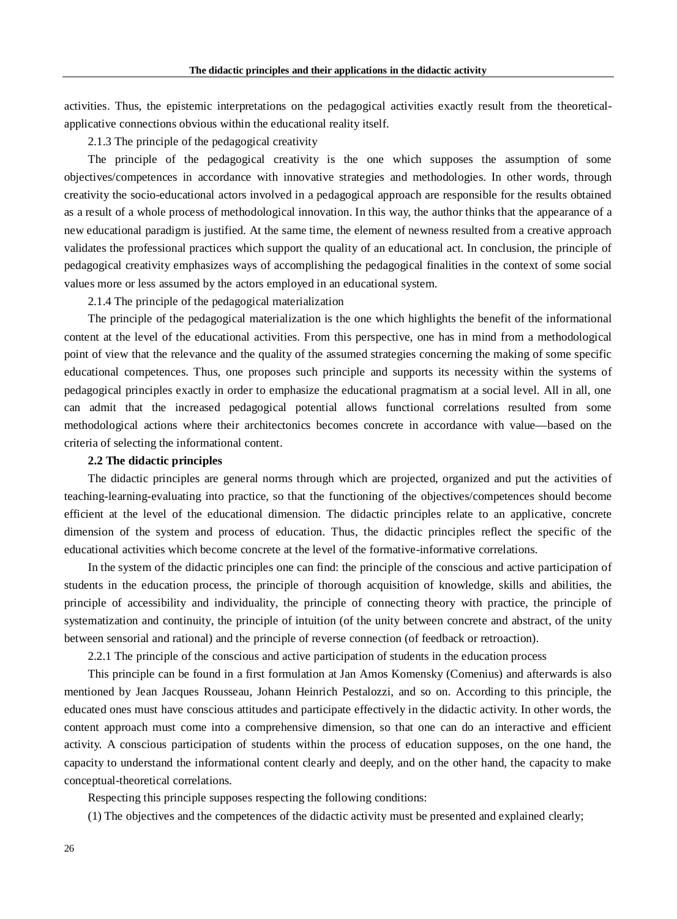activities. Thus, the epistemic interpretations on the pedagogical activities exactly result from the theoretical-applicative connections obvious within the educational reality itself.

2.1.3 The principle of the pedagogical creativity

The principle of the pedagogical creativity is the one which supposes the assumption of some objectives/competences in accordance with innovative strategies and methodologies. In other words, through creativity the socio-educational actors involved in a pedagogical approach are responsible for the results obtained as a result of a whole process of methodological innovation. In this way, the author thinks that the appearance of a new educational paradigm is justified. At the same time, the element of newness resulted from a creative approach validates the professional practices which support the quality of an educational act. In conclusion, the principle of pedagogical creativity emphasizes ways of accomplishing the pedagogical finalities in the context of some social values more or less assumed by the actors employed in an educational system.

2.1.4 The principle of the pedagogical materialization

The principle of the pedagogical materialization is the one which highlights the benefit of the informational content at the level of the educational activities. From this perspective, one has in mind from a methodological point of view that the relevance and the quality of the assumed strategies concerning the making of some specific educational competences. Thus, one proposes such principle and supports its necessity within the systems of pedagogical principles exactly in order to emphasize the educational pragmatism at a social level. All in all, one can admit that the increased pedagogical potential allows functional correlations resulted from some methodological actions where their architectonics becomes concrete in accordance with value—based on the criteria of selecting the informational content.

### 2.2 The didactic principles

The didactic principles are general norms through which are projected, organized and put the activities of teaching-learning-evaluating into practice, so that the functioning of the objectives/competences should become efficient at the level of the educational dimension. The didactic principles relate to an applicative, concrete dimension of the system and process of education. Thus, the didactic principles reflect the specific of the educational activities which become concrete at the level of the formative-informative correlations.

In the system of the didactic principles one can find: the principle of the conscious and active participation of students in the education process, the principle of thorough acquisition of knowledge, skills and abilities, the principle of accessibility and individuality, the principle of connecting theory with practice, the principle of systematization and continuity, the principle of intuition (of the unity between concrete and abstract, of the unity between sensorial and rational) and the principle of reverse connection (of feedback or retroaction).

2.2.1 The principle of the conscious and active participation of students in the education process

This principle can be found in a first formulation at Jan Amos Komensky (Comenius) and afterwards is also mentioned by Jean Jacques Rousseau, Johann Heinrich Pestalozzi, and so on. According to this principle, the educated ones must have conscious attitudes and participate effectively in the didactic activity. In other words, the content approach must come into a comprehensive dimension, so that one can do an interactive and efficient activity. A conscious participation of students within the process of education supposes, on the one hand, the capacity to understand the informational content clearly and deeply, and on the other hand, the capacity to make conceptual-theoretical correlations.

Respecting this principle supposes respecting the following conditions:

(1) The objectives and the competences of the didactic activity must be presented and explained clearly;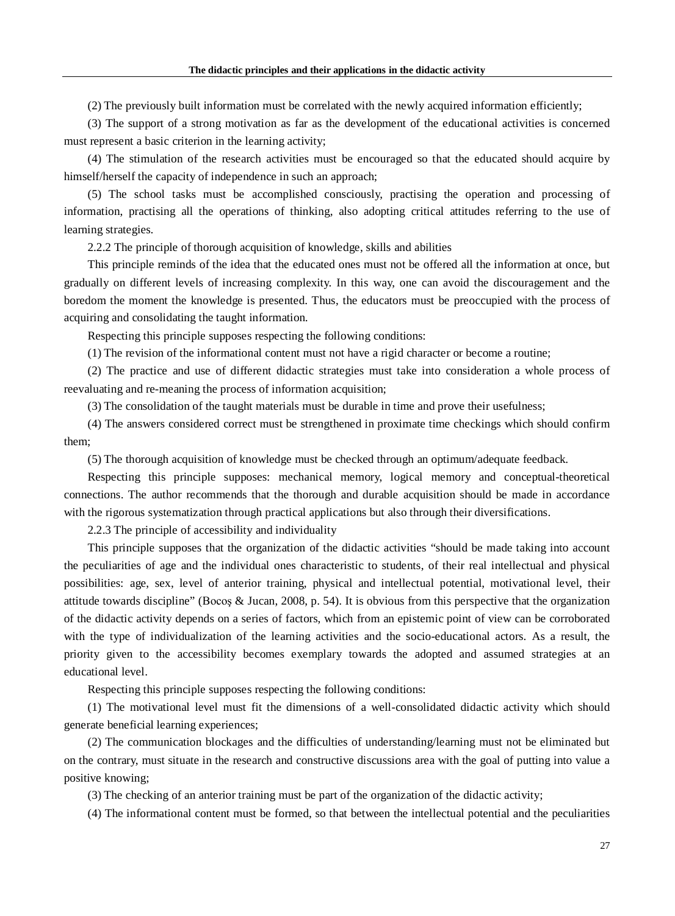(2) The previously built information must be correlated with the newly acquired information efficiently;

(3) The support of a strong motivation as far as the development of the educational activities is concerned must represent a basic criterion in the learning activity;

(4) The stimulation of the research activities must be encouraged so that the educated should acquire by himself/herself the capacity of independence in such an approach;

(5) The school tasks must be accomplished consciously, practising the operation and processing of information, practising all the operations of thinking, also adopting critical attitudes referring to the use of learning strategies.

2.2.2 The principle of thorough acquisition of knowledge, skills and abilities

This principle reminds of the idea that the educated ones must not be offered all the information at once, but gradually on different levels of increasing complexity. In this way, one can avoid the discouragement and the boredom the moment the knowledge is presented. Thus, the educators must be preoccupied with the process of acquiring and consolidating the taught information.

Respecting this principle supposes respecting the following conditions:

(1) The revision of the informational content must not have a rigid character or become a routine;

(2) The practice and use of different didactic strategies must take into consideration a whole process of reevaluating and re-meaning the process of information acquisition;

(3) The consolidation of the taught materials must be durable in time and prove their usefulness;

(4) The answers considered correct must be strengthened in proximate time checkings which should confirm them;

(5) The thorough acquisition of knowledge must be checked through an optimum/adequate feedback.

Respecting this principle supposes: mechanical memory, logical memory and conceptual-theoretical connections. The author recommends that the thorough and durable acquisition should be made in accordance with the rigorous systematization through practical applications but also through their diversifications.

2.2.3 The principle of accessibility and individuality

This principle supposes that the organization of the didactic activities “should be made taking into account the peculiarities of age and the individual ones characteristic to students, of their real intellectual and physical possibilities: age, sex, level of anterior training, physical and intellectual potential, motivational level, their attitude towards discipline” (Bocoş & Jucan, 2008, p. 54). It is obvious from this perspective that the organization of the didactic activity depends on a series of factors, which from an epistemic point of view can be corroborated with the type of individualization of the learning activities and the socio-educational actors. As a result, the priority given to the accessibility becomes exemplary towards the adopted and assumed strategies at an educational level.

Respecting this principle supposes respecting the following conditions:

(1) The motivational level must fit the dimensions of a well-consolidated didactic activity which should generate beneficial learning experiences;

(2) The communication blockages and the difficulties of understanding/learning must not be eliminated but on the contrary, must situate in the research and constructive discussions area with the goal of putting into value a positive knowing;

(3) The checking of an anterior training must be part of the organization of the didactic activity;

(4) The informational content must be formed, so that between the intellectual potential and the peculiarities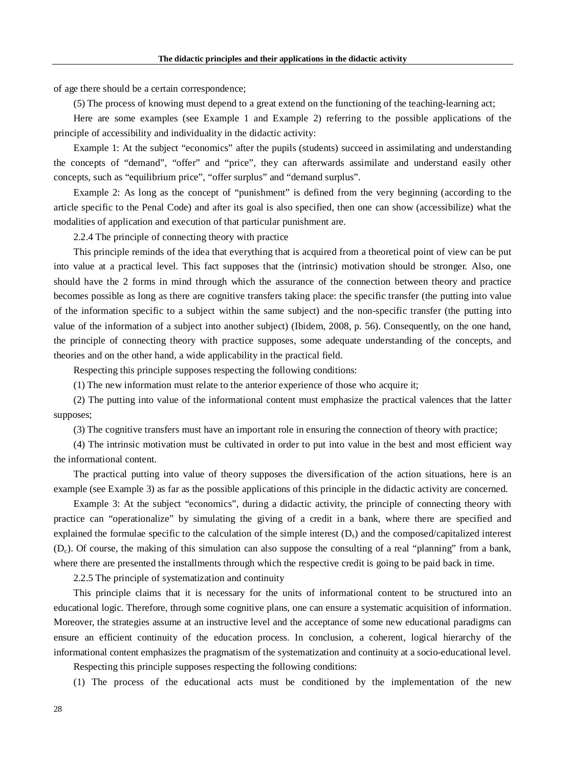of age there should be a certain correspondence;

(5) The process of knowing must depend to a great extend on the functioning of the teaching-learning act;

Here are some examples (see Example 1 and Example 2) referring to the possible applications of the principle of accessibility and individuality in the didactic activity:

Example 1: At the subject "economics" after the pupils (students) succeed in assimilating and understanding the concepts of "demand", "offer" and "price", they can afterwards assimilate and understand easily other concepts, such as "equilibrium price", "offer surplus" and "demand surplus".

Example 2: As long as the concept of "punishment" is defined from the very beginning (according to the article specific to the Penal Code) and after its goal is also specified, then one can show (accessibilize) what the modalities of application and execution of that particular punishment are.

### 2.2.4 The principle of connecting theory with practice

This principle reminds of the idea that everything that is acquired from a theoretical point of view can be put into value at a practical level. This fact supposes that the (intrinsic) motivation should be stronger. Also, one should have the 2 forms in mind through which the assurance of the connection between theory and practice becomes possible as long as there are cognitive transfers taking place: the specific transfer (the putting into value of the information specific to a subject within the same subject) and the non-specific transfer (the putting into value of the information of a subject into another subject) (Ibidem, 2008, p. 56). Consequently, on the one hand, the principle of connecting theory with practice supposes, some adequate understanding of the concepts, and theories and on the other hand, a wide applicability in the practical field.

Respecting this principle supposes respecting the following conditions:

(1) The new information must relate to the anterior experience of those who acquire it;

(2) The putting into value of the informational content must emphasize the practical valences that the latter supposes;

(3) The cognitive transfers must have an important role in ensuring the connection of theory with practice;

(4) The intrinsic motivation must be cultivated in order to put into value in the best and most efficient way the informational content.

The practical putting into value of theory supposes the diversification of the action situations, here is an example (see Example 3) as far as the possible applications of this principle in the didactic activity are concerned.

Example 3: At the subject "economics", during a didactic activity, the principle of connecting theory with practice can "operationalize" by simulating the giving of a credit in a bank, where there are specified and explained the formulae specific to the calculation of the simple interest ($D_s$) and the composed/capitalized interest ($D_c$). Of course, the making of this simulation can also suppose the consulting of a real "planning" from a bank, where there are presented the installments through which the respective credit is going to be paid back in time.

### 2.2.5 The principle of systematization and continuity

This principle claims that it is necessary for the units of informational content to be structured into an educational logic. Therefore, through some cognitive plans, one can ensure a systematic acquisition of information. Moreover, the strategies assume at an instructive level and the acceptance of some new educational paradigms can ensure an efficient continuity of the education process. In conclusion, a coherent, logical hierarchy of the informational content emphasizes the pragmatism of the systematization and continuity at a socio-educational level.

Respecting this principle supposes respecting the following conditions:

(1) The process of the educational acts must be conditioned by the implementation of the new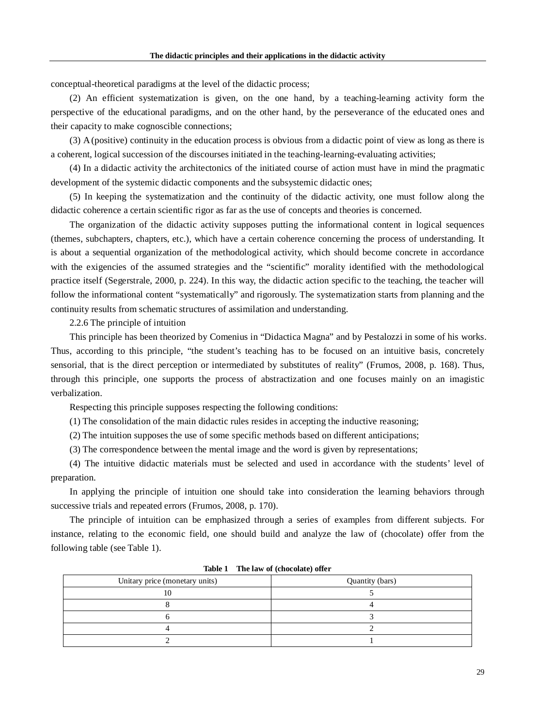conceptual-theoretical paradigms at the level of the didactic process;

(2) An efficient systematization is given, on the one hand, by a teaching-learning activity form the perspective of the educational paradigms, and on the other hand, by the perseverance of the educated ones and their capacity to make cognoscible connections;

(3) A (positive) continuity in the education process is obvious from a didactic point of view as long as there is a coherent, logical succession of the discourses initiated in the teaching-learning-evaluating activities;

(4) In a didactic activity the architectonics of the initiated course of action must have in mind the pragmatic development of the systemic didactic components and the subsystemic didactic ones;

(5) In keeping the systematization and the continuity of the didactic activity, one must follow along the didactic coherence a certain scientific rigor as far as the use of concepts and theories is concerned.

The organization of the didactic activity supposes putting the informational content in logical sequences (themes, subchapters, chapters, etc.), which have a certain coherence concerning the process of understanding. It is about a sequential organization of the methodological activity, which should become concrete in accordance with the exigencies of the assumed strategies and the "scientific" morality identified with the methodological practice itself (Segerstrale, 2000, p. 224). In this way, the didactic action specific to the teaching, the teacher will follow the informational content "systematically" and rigorously. The systematization starts from planning and the continuity results from schematic structures of assimilation and understanding.

2.2.6 The principle of intuition

This principle has been theorized by Comenius in "Didactica Magna" and by Pestalozzi in some of his works. Thus, according to this principle, "the student's teaching has to be focused on an intuitive basis, concretely sensorial, that is the direct perception or intermediated by substitutes of reality" (Frumos, 2008, p. 168). Thus, through this principle, one supports the process of abstractization and one focuses mainly on an imagistic verbalization.

Respecting this principle supposes respecting the following conditions:

(1) The consolidation of the main didactic rules resides in accepting the inductive reasoning;

(2) The intuition supposes the use of some specific methods based on different anticipations;

(3) The correspondence between the mental image and the word is given by representations;

(4) The intuitive didactic materials must be selected and used in accordance with the students' level of preparation.

In applying the principle of intuition one should take into consideration the learning behaviors through successive trials and repeated errors (Frumos, 2008, p. 170).

The principle of intuition can be emphasized through a series of examples from different subjects. For instance, relating to the economic field, one should build and analyze the law of (chocolate) offer from the following table (see Table 1).

**Table 1 The law of (chocolate) offer**

| Unitary price (monetary units) | Quantity (bars) |
|---|---|
| 10 | 5 |
| 8 | 4 |
| 6 | 3 |
| 4 | 2 |
| 2 | 1 |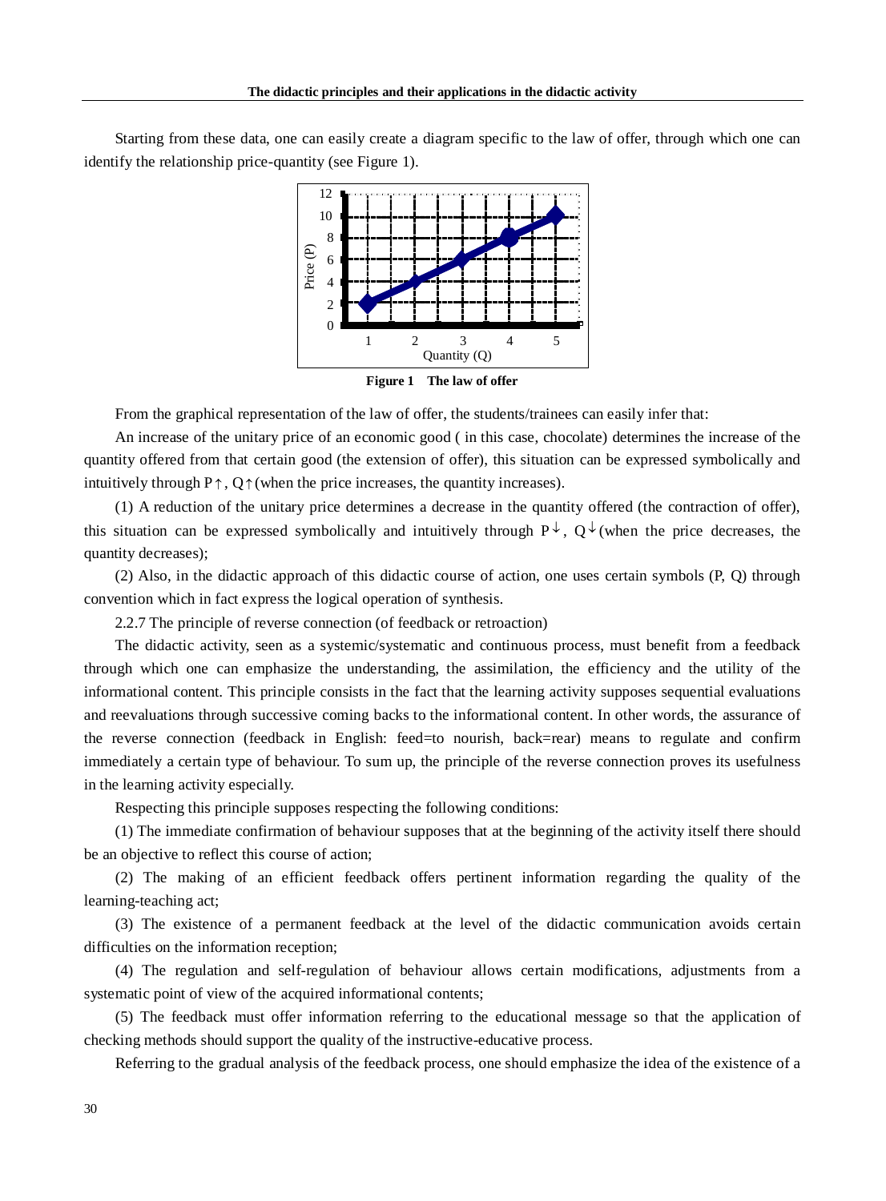Starting from these data, one can easily create a diagram specific to the law of offer, through which one can identify the relationship price-quantity (see Figure 1).

**Figure 1 The law of offer**

From the graphical representation of the law of offer, the students/trainees can easily infer that:

An increase of the unitary price of an economic good ( in this case, chocolate) determines the increase of the quantity offered from that certain good (the extension of offer), this situation can be expressed symbolically and intuitively through P↑, Q↑(when the price increases, the quantity increases).

(1) A reduction of the unitary price determines a decrease in the quantity offered (the contraction of offer), this situation can be expressed symbolically and intuitively through P↓, Q↓(when the price decreases, the quantity decreases);

(2) Also, in the didactic approach of this didactic course of action, one uses certain symbols (P, Q) through convention which in fact express the logical operation of synthesis.

2.2.7 The principle of reverse connection (of feedback or retroaction)

The didactic activity, seen as a systemic/systematic and continuous process, must benefit from a feedback through which one can emphasize the understanding, the assimilation, the efficiency and the utility of the informational content. This principle consists in the fact that the learning activity supposes sequential evaluations and reevaluations through successive coming backs to the informational content. In other words, the assurance of the reverse connection (feedback in English: feed=to nourish, back=rear) means to regulate and confirm immediately a certain type of behaviour. To sum up, the principle of the reverse connection proves its usefulness in the learning activity especially.

Respecting this principle supposes respecting the following conditions:

(1) The immediate confirmation of behaviour supposes that at the beginning of the activity itself there should be an objective to reflect this course of action;

(2) The making of an efficient feedback offers pertinent information regarding the quality of the learning-teaching act;

(3) The existence of a permanent feedback at the level of the didactic communication avoids certain difficulties on the information reception;

(4) The regulation and self-regulation of behaviour allows certain modifications, adjustments from a systematic point of view of the acquired informational contents;

(5) The feedback must offer information referring to the educational message so that the application of checking methods should support the quality of the instructive-educative process.

Referring to the gradual analysis of the feedback process, one should emphasize the idea of the existence of a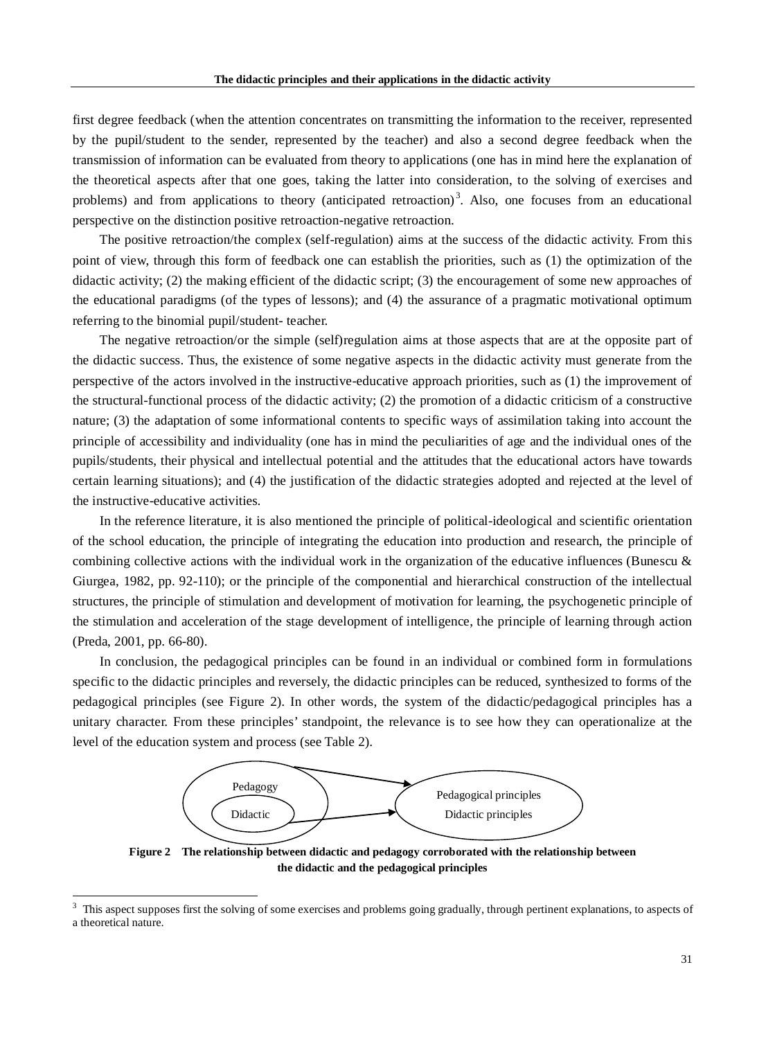first degree feedback (when the attention concentrates on transmitting the information to the receiver, represented by the pupil/student to the sender, represented by the teacher) and also a second degree feedback when the transmission of information can be evaluated from theory to applications (one has in mind here the explanation of the theoretical aspects after that one goes, taking the latter into consideration, to the solving of exercises and problems) and from applications to theory (anticipated retroaction)[3]. Also, one focuses from an educational perspective on the distinction positive retroaction-negative retroaction.

The positive retroaction/the complex (self-regulation) aims at the success of the didactic activity. From this point of view, through this form of feedback one can establish the priorities, such as (1) the optimization of the didactic activity; (2) the making efficient of the didactic script; (3) the encouragement of some new approaches of the educational paradigms (of the types of lessons); and (4) the assurance of a pragmatic motivational optimum referring to the binomial pupil/student- teacher.

The negative retroaction/or the simple (self)regulation aims at those aspects that are at the opposite part of the didactic success. Thus, the existence of some negative aspects in the didactic activity must generate from the perspective of the actors involved in the instructive-educative approach priorities, such as (1) the improvement of the structural-functional process of the didactic activity; (2) the promotion of a didactic criticism of a constructive nature; (3) the adaptation of some informational contents to specific ways of assimilation taking into account the principle of accessibility and individuality (one has in mind the peculiarities of age and the individual ones of the pupils/students, their physical and intellectual potential and the attitudes that the educational actors have towards certain learning situations); and (4) the justification of the didactic strategies adopted and rejected at the level of the instructive-educative activities.

In the reference literature, it is also mentioned the principle of political-ideological and scientific orientation of the school education, the principle of integrating the education into production and research, the principle of combining collective actions with the individual work in the organization of the educative influences (Bunescu & Giurgea, 1982, pp. 92-110); or the principle of the componential and hierarchical construction of the intellectual structures, the principle of stimulation and development of motivation for learning, the psychogenetic principle of the stimulation and acceleration of the stage development of intelligence, the principle of learning through action (Preda, 2001, pp. 66-80).

In conclusion, the pedagogical principles can be found in an individual or combined form in formulations specific to the didactic principles and reversely, the didactic principles can be reduced, synthesized to forms of the pedagogical principles (see Figure 2). In other words, the system of the didactic/pedagogical principles has a unitary character. From these principles' standpoint, the relevance is to see how they can operationalize at the level of the education system and process (see Table 2).

Pedagogy

Didactic

Pedagogical principles

Didactic principles

**Figure 2 The relationship between didactic and pedagogy corroborated with the relationship between the didactic and the pedagogical principles**

---

[3] This aspect supposes first the solving of some exercises and problems going gradually, through pertinent explanations, to aspects of a theoretical nature.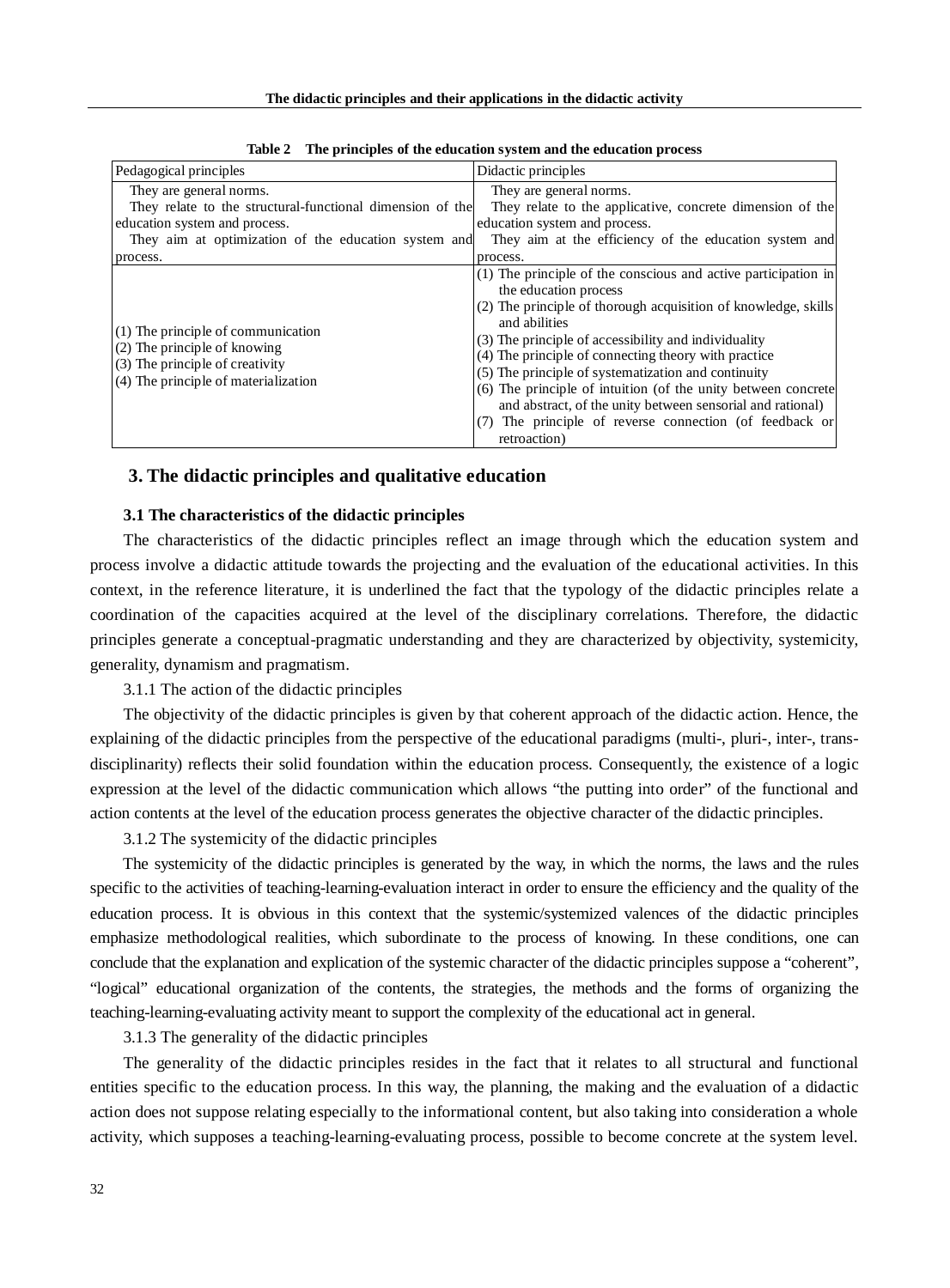**Table 2 The principles of the education system and the education process**

| Pedagogical principles | Didactic principles |
|---|---|
| They are general norms.<br>They relate to the structural-functional dimension of the education system and process.<br>They aim at optimization of the education system and process. | They are general norms.<br>They relate to the applicative, concrete dimension of the education system and process.<br>They aim at the efficiency of the education system and process. |
| (1) The principle of communication<br>(2) The principle of knowing<br>(3) The principle of creativity<br>(4) The principle of materialization | (1) The principle of the conscious and active participation in the education process<br>(2) The principle of thorough acquisition of knowledge, skills and abilities<br>(3) The principle of accessibility and individuality<br>(4) The principle of connecting theory with practice<br>(5) The principle of systematization and continuity<br>(6) The principle of intuition (of the unity between concrete and abstract, of the unity between sensorial and rational)<br>(7) The principle of reverse connection (of feedback or retroaction) |

## 3. The didactic principles and qualitative education

### 3.1 The characteristics of the didactic principles

The characteristics of the didactic principles reflect an image through which the education system and process involve a didactic attitude towards the projecting and the evaluation of the educational activities. In this context, in the reference literature, it is underlined the fact that the typology of the didactic principles relate a coordination of the capacities acquired at the level of the disciplinary correlations. Therefore, the didactic principles generate a conceptual-pragmatic understanding and they are characterized by objectivity, systemicity, generality, dynamism and pragmatism.

3.1.1 The action of the didactic principles

The objectivity of the didactic principles is given by that coherent approach of the didactic action. Hence, the explaining of the didactic principles from the perspective of the educational paradigms (multi-, pluri-, inter-, trans-disciplinarity) reflects their solid foundation within the education process. Consequently, the existence of a logic expression at the level of the didactic communication which allows "the putting into order" of the functional and action contents at the level of the education process generates the objective character of the didactic principles.

3.1.2 The systemicity of the didactic principles

The systemicity of the didactic principles is generated by the way, in which the norms, the laws and the rules specific to the activities of teaching-learning-evaluation interact in order to ensure the efficiency and the quality of the education process. It is obvious in this context that the systemic/systemized valences of the didactic principles emphasize methodological realities, which subordinate to the process of knowing. In these conditions, one can conclude that the explanation and explication of the systemic character of the didactic principles suppose a "coherent", "logical" educational organization of the contents, the strategies, the methods and the forms of organizing the teaching-learning-evaluating activity meant to support the complexity of the educational act in general.

3.1.3 The generality of the didactic principles

The generality of the didactic principles resides in the fact that it relates to all structural and functional entities specific to the education process. In this way, the planning, the making and the evaluation of a didactic action does not suppose relating especially to the informational content, but also taking into consideration a whole activity, which supposes a teaching-learning-evaluating process, possible to become concrete at the system level.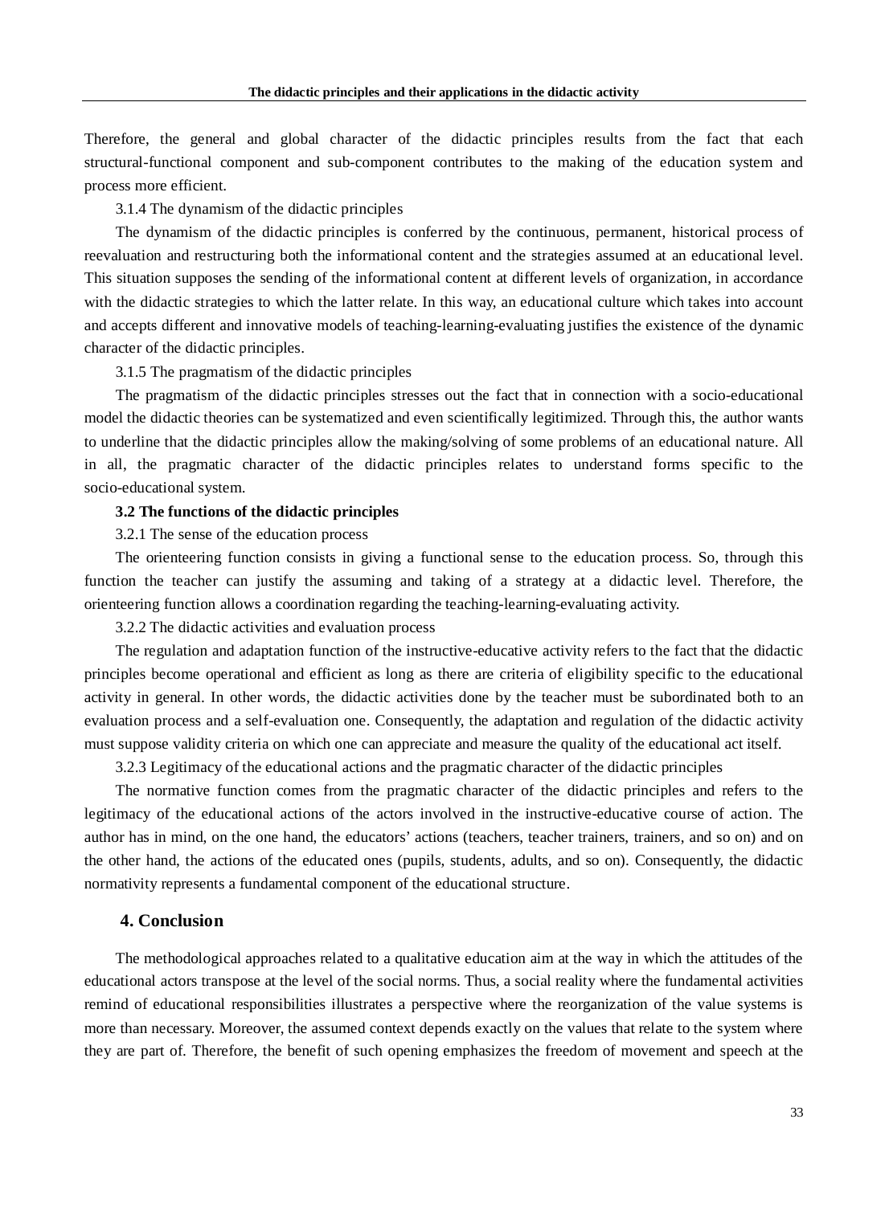Therefore, the general and global character of the didactic principles results from the fact that each structural-functional component and sub-component contributes to the making of the education system and process more efficient.

3.1.4 The dynamism of the didactic principles

The dynamism of the didactic principles is conferred by the continuous, permanent, historical process of reevaluation and restructuring both the informational content and the strategies assumed at an educational level. This situation supposes the sending of the informational content at different levels of organization, in accordance with the didactic strategies to which the latter relate. In this way, an educational culture which takes into account and accepts different and innovative models of teaching-learning-evaluating justifies the existence of the dynamic character of the didactic principles.

3.1.5 The pragmatism of the didactic principles

The pragmatism of the didactic principles stresses out the fact that in connection with a socio-educational model the didactic theories can be systematized and even scientifically legitimized. Through this, the author wants to underline that the didactic principles allow the making/solving of some problems of an educational nature. All in all, the pragmatic character of the didactic principles relates to understand forms specific to the socio-educational system.

**3.2 The functions of the didactic principles**

3.2.1 The sense of the education process

The orienteering function consists in giving a functional sense to the education process. So, through this function the teacher can justify the assuming and taking of a strategy at a didactic level. Therefore, the orienteering function allows a coordination regarding the teaching-learning-evaluating activity.

3.2.2 The didactic activities and evaluation process

The regulation and adaptation function of the instructive-educative activity refers to the fact that the didactic principles become operational and efficient as long as there are criteria of eligibility specific to the educational activity in general. In other words, the didactic activities done by the teacher must be subordinated both to an evaluation process and a self-evaluation one. Consequently, the adaptation and regulation of the didactic activity must suppose validity criteria on which one can appreciate and measure the quality of the educational act itself.

3.2.3 Legitimacy of the educational actions and the pragmatic character of the didactic principles

The normative function comes from the pragmatic character of the didactic principles and refers to the legitimacy of the educational actions of the actors involved in the instructive-educative course of action. The author has in mind, on the one hand, the educators' actions (teachers, teacher trainers, trainers, and so on) and on the other hand, the actions of the educated ones (pupils, students, adults, and so on). Consequently, the didactic normativity represents a fundamental component of the educational structure.

## 4. Conclusion

The methodological approaches related to a qualitative education aim at the way in which the attitudes of the educational actors transpose at the level of the social norms. Thus, a social reality where the fundamental activities remind of educational responsibilities illustrates a perspective where the reorganization of the value systems is more than necessary. Moreover, the assumed context depends exactly on the values that relate to the system where they are part of. Therefore, the benefit of such opening emphasizes the freedom of movement and speech at the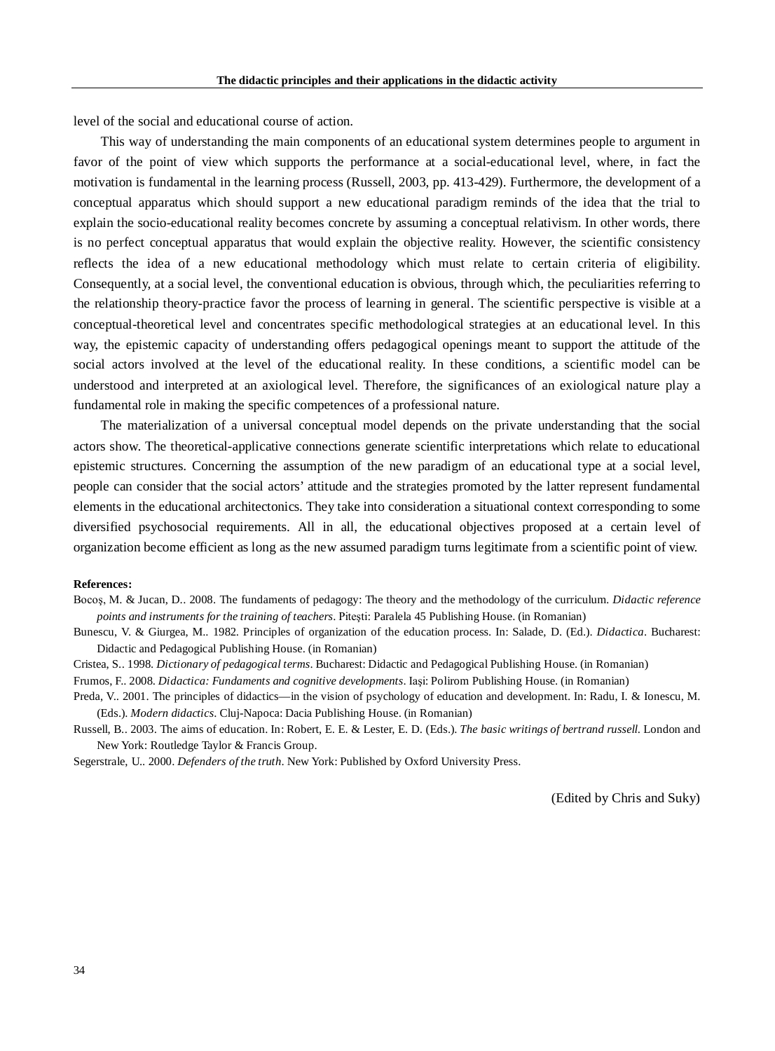level of the social and educational course of action.

This way of understanding the main components of an educational system determines people to argument in favor of the point of view which supports the performance at a social-educational level, where, in fact the motivation is fundamental in the learning process (Russell, 2003, pp. 413-429). Furthermore, the development of a conceptual apparatus which should support a new educational paradigm reminds of the idea that the trial to explain the socio-educational reality becomes concrete by assuming a conceptual relativism. In other words, there is no perfect conceptual apparatus that would explain the objective reality. However, the scientific consistency reflects the idea of a new educational methodology which must relate to certain criteria of eligibility. Consequently, at a social level, the conventional education is obvious, through which, the peculiarities referring to the relationship theory-practice favor the process of learning in general. The scientific perspective is visible at a conceptual-theoretical level and concentrates specific methodological strategies at an educational level. In this way, the epistemic capacity of understanding offers pedagogical openings meant to support the attitude of the social actors involved at the level of the educational reality. In these conditions, a scientific model can be understood and interpreted at an axiological level. Therefore, the significances of an exiological nature play a fundamental role in making the specific competences of a professional nature.

The materialization of a universal conceptual model depends on the private understanding that the social actors show. The theoretical-applicative connections generate scientific interpretations which relate to educational epistemic structures. Concerning the assumption of the new paradigm of an educational type at a social level, people can consider that the social actors' attitude and the strategies promoted by the latter represent fundamental elements in the educational architectonics. They take into consideration a situational context corresponding to some diversified psychosocial requirements. All in all, the educational objectives proposed at a certain level of organization become efficient as long as the new assumed paradigm turns legitimate from a scientific point of view.

**References:**

Bocoş, M. & Jucan, D.. 2008. The fundaments of pedagogy: The theory and the methodology of the curriculum. *Didactic reference points and instruments for the training of teachers*. Piteşti: Paralela 45 Publishing House. (in Romanian)

Bunescu, V. & Giurgea, M.. 1982. Principles of organization of the education process. In: Salade, D. (Ed.). *Didactica*. Bucharest: Didactic and Pedagogical Publishing House. (in Romanian)

Cristea, S.. 1998. *Dictionary of pedagogical terms*. Bucharest: Didactic and Pedagogical Publishing House. (in Romanian)

Frumos, F.. 2008. *Didactica: Fundaments and cognitive developments*. Iaşi: Polirom Publishing House. (in Romanian)

Preda, V.. 2001. The principles of didactics—in the vision of psychology of education and development. In: Radu, I. & Ionescu, M. (Eds.). *Modern didactics*. Cluj-Napoca: Dacia Publishing House. (in Romanian)

Russell, B.. 2003. The aims of education. In: Robert, E. E. & Lester, E. D. (Eds.). *The basic writings of bertrand russell*. London and New York: Routledge Taylor & Francis Group.

Segerstrale, U.. 2000. *Defenders of the truth*. New York: Published by Oxford University Press.

(Edited by Chris and Suky)